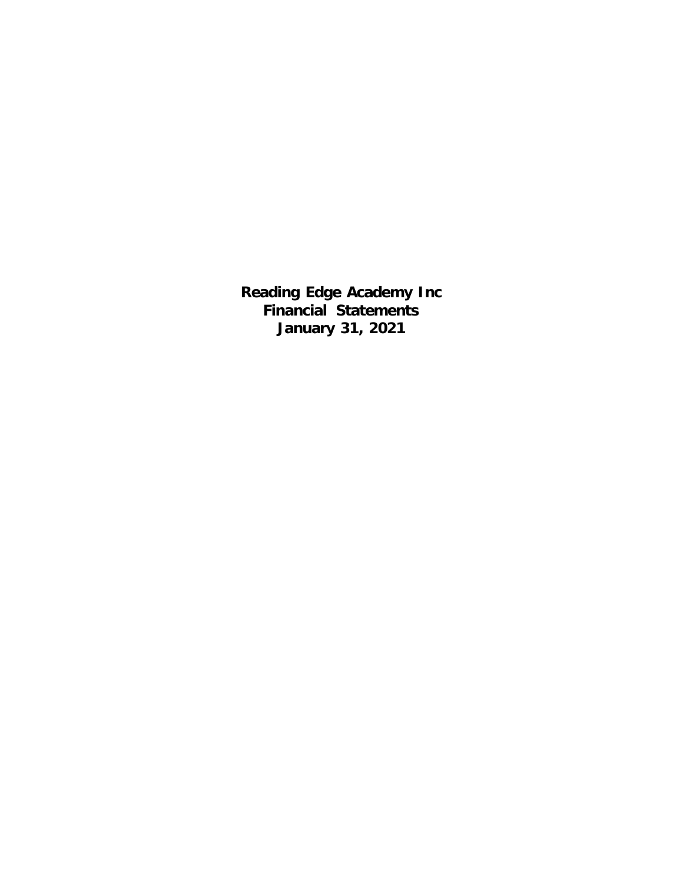# Reading Edge Academy Inc
# Financial Statements
# January 31, 2021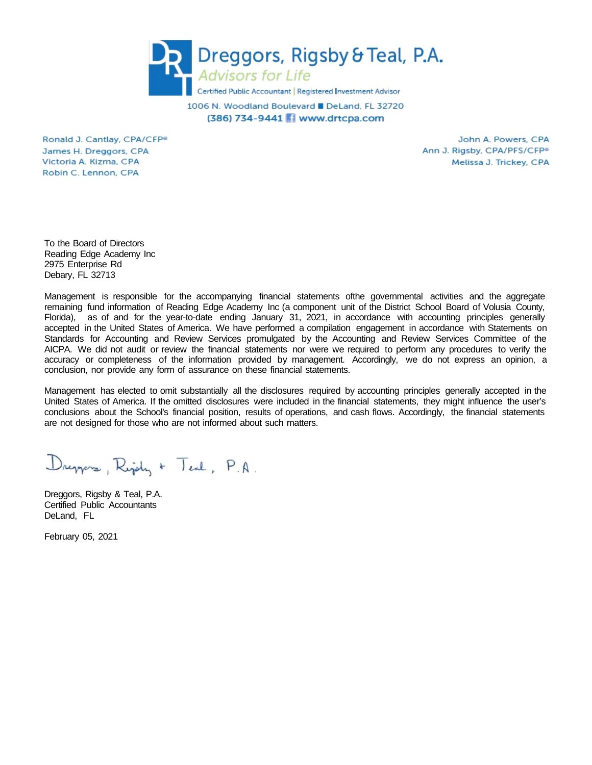# Dreggors, Rigsby & Teal, P.A.

*Advisors for Life*

Certified Public Accountant | Registered Investment Advisor

1006 N. Woodland Boulevard ■ DeLand, FL 32720

(386) 734-9441 www.drtcpa.com

Ronald J. Cantlay, CPA/CFP®
James H. Dreggors, CPA
Victoria A. Kizma, CPA
Robin C. Lennon, CPA

John A. Powers, CPA
Ann J. Rigsby, CPA/PFS/CFP®
Melissa J. Trickey, CPA

To the Board of Directors
Reading Edge Academy Inc
2975 Enterprise Rd
Debary, FL 32713

Management is responsible for the accompanying financial statements ofthe governmental activities and the aggregate remaining fund information of Reading Edge Academy Inc (a component unit of the District School Board of Volusia County, Florida), as of and for the year-to-date ending January 31, 2021, in accordance with accounting principles generally accepted in the United States of America. We have performed a compilation engagement in accordance with Statements on Standards for Accounting and Review Services promulgated by the Accounting and Review Services Committee of the AICPA. We did not audit or review the financial statements nor were we required to perform any procedures to verify the accuracy or completeness of the information provided by management. Accordingly, we do not express an opinion, a conclusion, nor provide any form of assurance on these financial statements.

Management has elected to omit substantially all the disclosures required by accounting principles generally accepted in the United States of America. If the omitted disclosures were included in the financial statements, they might influence the user's conclusions about the School's financial position, results of operations, and cash flows. Accordingly, the financial statements are not designed for those who are not informed about such matters.

*Dreggors, Rigsby + Teal, P.A.*

Dreggors, Rigsby & Teal, P.A.
Certified Public Accountants
DeLand, FL

February 05, 2021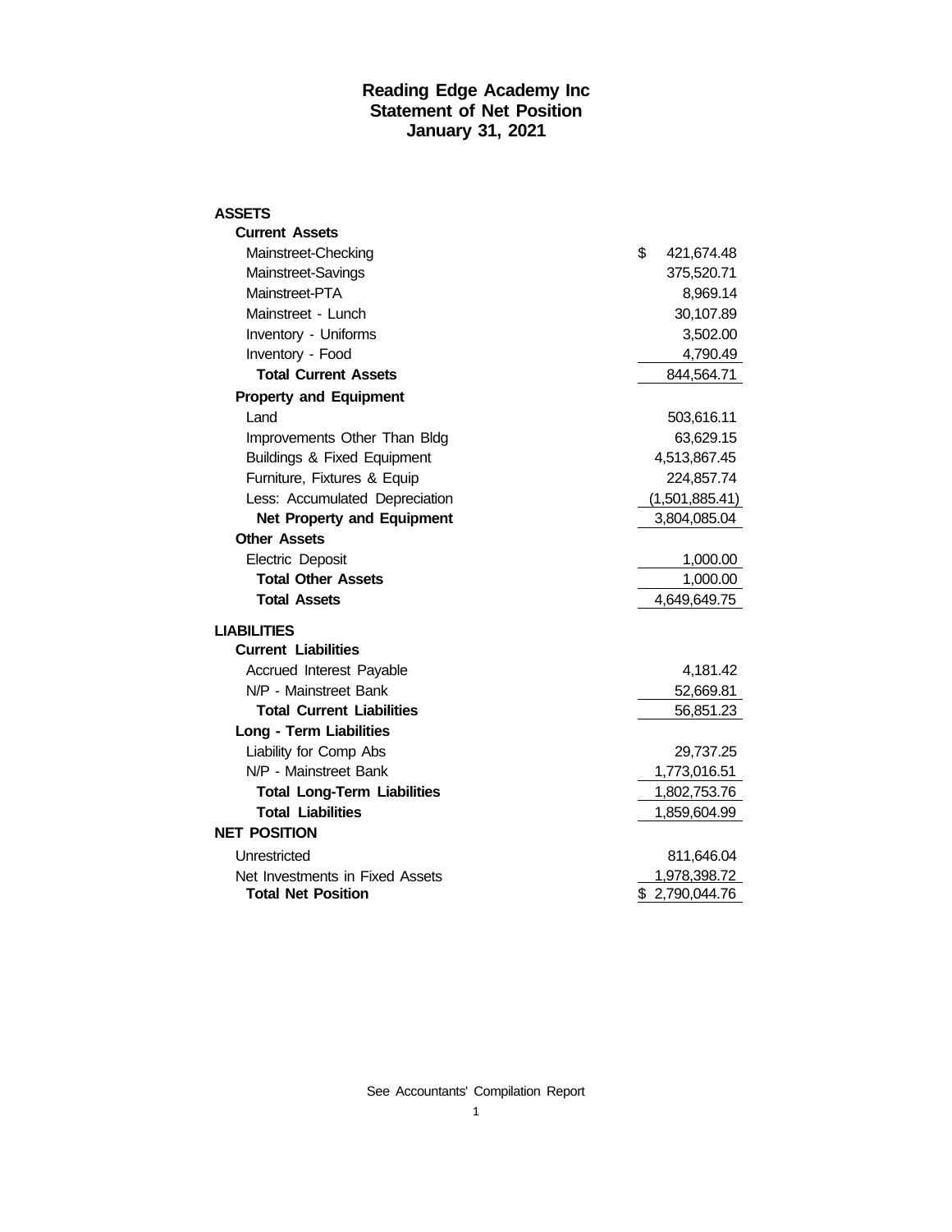# Reading Edge Academy Inc
## Statement of Net Position
### January 31, 2021

| | |
|---|---|
| **ASSETS** | |
| **Current Assets** | |
| Mainstreet-Checking | $ 421,674.48 |
| Mainstreet-Savings | 375,520.71 |
| Mainstreet-PTA | 8,969.14 |
| Mainstreet - Lunch | 30,107.89 |
| Inventory - Uniforms | 3,502.00 |
| Inventory - Food | 4,790.49 |
| **Total Current Assets** | 844,564.71 |
| **Property and Equipment** | |
| Land | 503,616.11 |
| Improvements Other Than Bldg | 63,629.15 |
| Buildings & Fixed Equipment | 4,513,867.45 |
| Furniture, Fixtures & Equip | 224,857.74 |
| Less: Accumulated Depreciation | (1,501,885.41) |
| **Net Property and Equipment** | 3,804,085.04 |
| **Other Assets** | |
| Electric Deposit | 1,000.00 |
| **Total Other Assets** | 1,000.00 |
| **Total Assets** | 4,649,649.75 |
| **LIABILITIES** | |
| **Current Liabilities** | |
| Accrued Interest Payable | 4,181.42 |
| N/P - Mainstreet Bank | 52,669.81 |
| **Total Current Liabilities** | 56,851.23 |
| **Long - Term Liabilities** | |
| Liability for Comp Abs | 29,737.25 |
| N/P - Mainstreet Bank | 1,773,016.51 |
| **Total Long-Term Liabilities** | 1,802,753.76 |
| **Total Liabilities** | 1,859,604.99 |
| **NET POSITION** | |
| Unrestricted | 811,646.04 |
| Net Investments in Fixed Assets | 1,978,398.72 |
| **Total Net Position** | $ 2,790,044.76 |

See Accountants' Compilation Report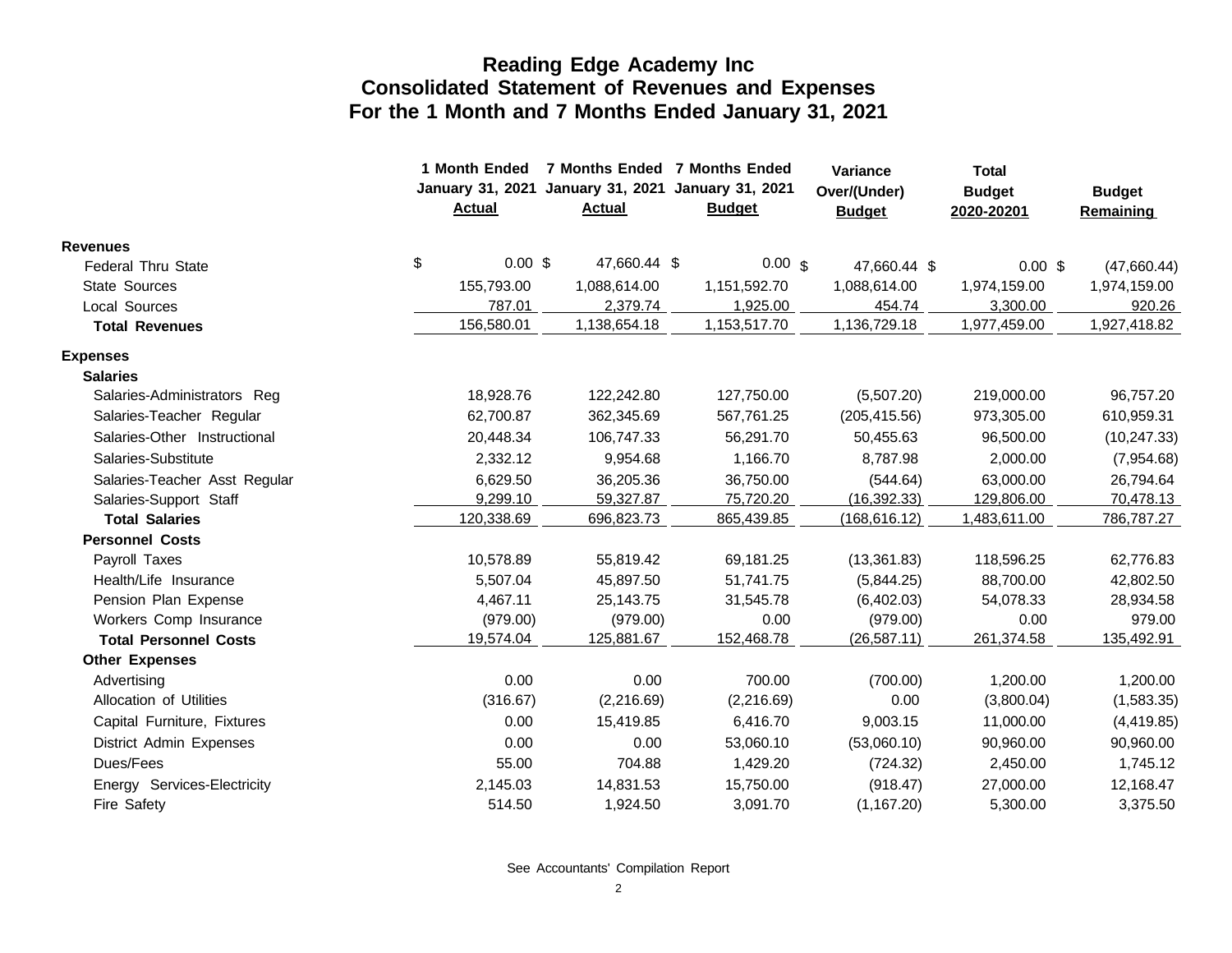# Reading Edge Academy Inc
## Consolidated Statement of Revenues and Expenses
## For the 1 Month and 7 Months Ended January 31, 2021

| | 1 Month Ended January 31, 2021 Actual | 7 Months Ended January 31, 2021 Actual | 7 Months Ended January 31, 2021 Budget | Variance Over/(Under) Budget | Total Budget 2020-20201 | Budget Remaining |
|---|---|---|---|---|---|---|
| **Revenues** | | | | | | |
| Federal Thru State | $ 0.00 | $ 47,660.44 | $ 0.00 | $ 47,660.44 | $ 0.00 | $ (47,660.44) |
| State Sources | 155,793.00 | 1,088,614.00 | 1,151,592.70 | 1,088,614.00 | 1,974,159.00 | 1,974,159.00 |
| Local Sources | 787.01 | 2,379.74 | 1,925.00 | 454.74 | 3,300.00 | 920.26 |
| **Total Revenues** | 156,580.01 | 1,138,654.18 | 1,153,517.70 | 1,136,729.18 | 1,977,459.00 | 1,927,418.82 |
| **Expenses** | | | | | | |
| **Salaries** | | | | | | |
| Salaries-Administrators Reg | 18,928.76 | 122,242.80 | 127,750.00 | (5,507.20) | 219,000.00 | 96,757.20 |
| Salaries-Teacher Regular | 62,700.87 | 362,345.69 | 567,761.25 | (205,415.56) | 973,305.00 | 610,959.31 |
| Salaries-Other Instructional | 20,448.34 | 106,747.33 | 56,291.70 | 50,455.63 | 96,500.00 | (10,247.33) |
| Salaries-Substitute | 2,332.12 | 9,954.68 | 1,166.70 | 8,787.98 | 2,000.00 | (7,954.68) |
| Salaries-Teacher Asst Regular | 6,629.50 | 36,205.36 | 36,750.00 | (544.64) | 63,000.00 | 26,794.64 |
| Salaries-Support Staff | 9,299.10 | 59,327.87 | 75,720.20 | (16,392.33) | 129,806.00 | 70,478.13 |
| **Total Salaries** | 120,338.69 | 696,823.73 | 865,439.85 | (168,616.12) | 1,483,611.00 | 786,787.27 |
| **Personnel Costs** | | | | | | |
| Payroll Taxes | 10,578.89 | 55,819.42 | 69,181.25 | (13,361.83) | 118,596.25 | 62,776.83 |
| Health/Life Insurance | 5,507.04 | 45,897.50 | 51,741.75 | (5,844.25) | 88,700.00 | 42,802.50 |
| Pension Plan Expense | 4,467.11 | 25,143.75 | 31,545.78 | (6,402.03) | 54,078.33 | 28,934.58 |
| Workers Comp Insurance | (979.00) | (979.00) | 0.00 | (979.00) | 0.00 | 979.00 |
| **Total Personnel Costs** | 19,574.04 | 125,881.67 | 152,468.78 | (26,587.11) | 261,374.58 | 135,492.91 |
| **Other Expenses** | | | | | | |
| Advertising | 0.00 | 0.00 | 700.00 | (700.00) | 1,200.00 | 1,200.00 |
| Allocation of Utilities | (316.67) | (2,216.69) | (2,216.69) | 0.00 | (3,800.04) | (1,583.35) |
| Capital Furniture, Fixtures | 0.00 | 15,419.85 | 6,416.70 | 9,003.15 | 11,000.00 | (4,419.85) |
| District Admin Expenses | 0.00 | 0.00 | 53,060.10 | (53,060.10) | 90,960.00 | 90,960.00 |
| Dues/Fees | 55.00 | 704.88 | 1,429.20 | (724.32) | 2,450.00 | 1,745.12 |
| Energy Services-Electricity | 2,145.03 | 14,831.53 | 15,750.00 | (918.47) | 27,000.00 | 12,168.47 |
| Fire Safety | 514.50 | 1,924.50 | 3,091.70 | (1,167.20) | 5,300.00 | 3,375.50 |

See Accountants' Compilation Report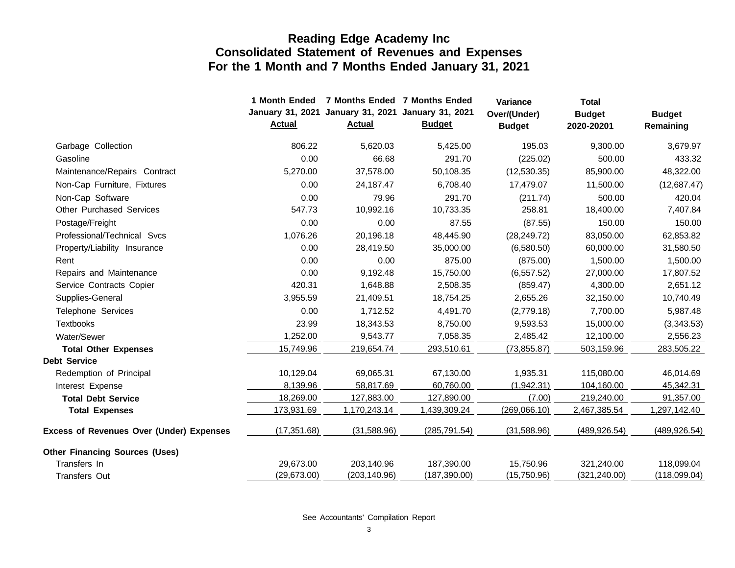# Reading Edge Academy Inc
## Consolidated Statement of Revenues and Expenses
## For the 1 Month and 7 Months Ended January 31, 2021

| | 1 Month Ended January 31, 2021 Actual | 7 Months Ended January 31, 2021 Actual | 7 Months Ended January 31, 2021 Budget | Variance Over/(Under) Budget | Total Budget 2020-20201 | Budget Remaining |
|---|---|---|---|---|---|---|
| Garbage Collection | 806.22 | 5,620.03 | 5,425.00 | 195.03 | 9,300.00 | 3,679.97 |
| Gasoline | 0.00 | 66.68 | 291.70 | (225.02) | 500.00 | 433.32 |
| Maintenance/Repairs Contract | 5,270.00 | 37,578.00 | 50,108.35 | (12,530.35) | 85,900.00 | 48,322.00 |
| Non-Cap Furniture, Fixtures | 0.00 | 24,187.47 | 6,708.40 | 17,479.07 | 11,500.00 | (12,687.47) |
| Non-Cap Software | 0.00 | 79.96 | 291.70 | (211.74) | 500.00 | 420.04 |
| Other Purchased Services | 547.73 | 10,992.16 | 10,733.35 | 258.81 | 18,400.00 | 7,407.84 |
| Postage/Freight | 0.00 | 0.00 | 87.55 | (87.55) | 150.00 | 150.00 |
| Professional/Technical Svcs | 1,076.26 | 20,196.18 | 48,445.90 | (28,249.72) | 83,050.00 | 62,853.82 |
| Property/Liability Insurance | 0.00 | 28,419.50 | 35,000.00 | (6,580.50) | 60,000.00 | 31,580.50 |
| Rent | 0.00 | 0.00 | 875.00 | (875.00) | 1,500.00 | 1,500.00 |
| Repairs and Maintenance | 0.00 | 9,192.48 | 15,750.00 | (6,557.52) | 27,000.00 | 17,807.52 |
| Service Contracts Copier | 420.31 | 1,648.88 | 2,508.35 | (859.47) | 4,300.00 | 2,651.12 |
| Supplies-General | 3,955.59 | 21,409.51 | 18,754.25 | 2,655.26 | 32,150.00 | 10,740.49 |
| Telephone Services | 0.00 | 1,712.52 | 4,491.70 | (2,779.18) | 7,700.00 | 5,987.48 |
| Textbooks | 23.99 | 18,343.53 | 8,750.00 | 9,593.53 | 15,000.00 | (3,343.53) |
| Water/Sewer | 1,252.00 | 9,543.77 | 7,058.35 | 2,485.42 | 12,100.00 | 2,556.23 |
| **Total Other Expenses** | 15,749.96 | 219,654.74 | 293,510.61 | (73,855.87) | 503,159.96 | 283,505.22 |
| **Debt Service** | | | | | | |
| Redemption of Principal | 10,129.04 | 69,065.31 | 67,130.00 | 1,935.31 | 115,080.00 | 46,014.69 |
| Interest Expense | 8,139.96 | 58,817.69 | 60,760.00 | (1,942.31) | 104,160.00 | 45,342.31 |
| **Total Debt Service** | 18,269.00 | 127,883.00 | 127,890.00 | (7.00) | 219,240.00 | 91,357.00 |
| **Total Expenses** | 173,931.69 | 1,170,243.14 | 1,439,309.24 | (269,066.10) | 2,467,385.54 | 1,297,142.40 |
| **Excess of Revenues Over (Under) Expenses** | (17,351.68) | (31,588.96) | (285,791.54) | (31,588.96) | (489,926.54) | (489,926.54) |
| **Other Financing Sources (Uses)** | | | | | | |
| Transfers In | 29,673.00 | 203,140.96 | 187,390.00 | 15,750.96 | 321,240.00 | 118,099.04 |
| Transfers Out | (29,673.00) | (203,140.96) | (187,390.00) | (15,750.96) | (321,240.00) | (118,099.04) |

See Accountants' Compilation Report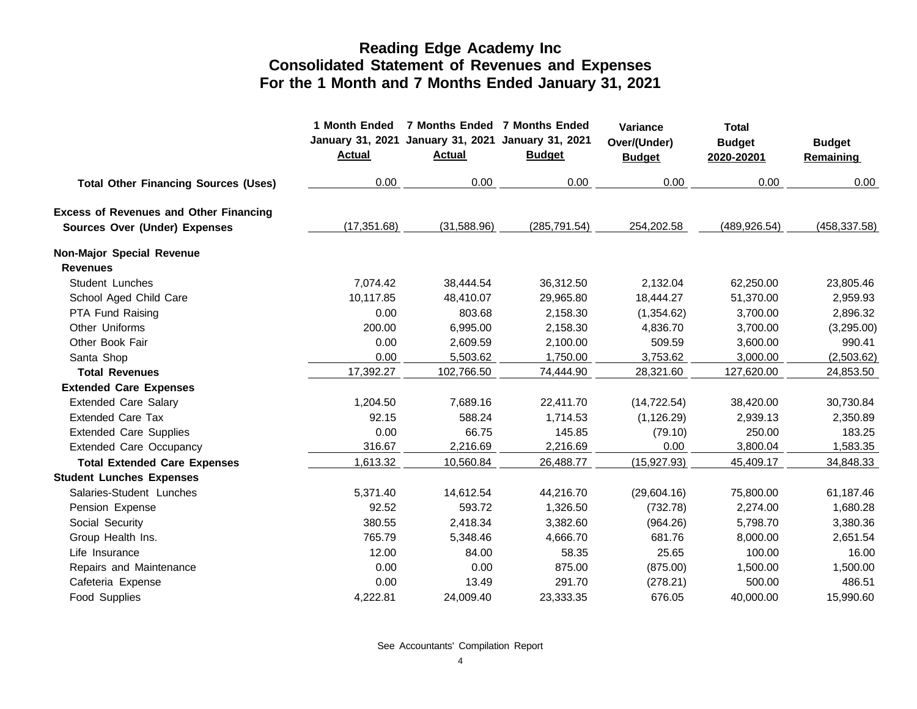# Reading Edge Academy Inc
## Consolidated Statement of Revenues and Expenses
## For the 1 Month and 7 Months Ended January 31, 2021

| | 1 Month Ended January 31, 2021 Actual | 7 Months Ended January 31, 2021 Actual | 7 Months Ended January 31, 2021 Budget | Variance Over/(Under) Budget | Total Budget 2020-20201 | Budget Remaining |
|---|---|---|---|---|---|---|
| **Total Other Financing Sources (Uses)** | 0.00 | 0.00 | 0.00 | 0.00 | 0.00 | 0.00 |
| **Excess of Revenues and Other Financing Sources Over (Under) Expenses** | (17,351.68) | (31,588.96) | (285,791.54) | 254,202.58 | (489,926.54) | (458,337.58) |
| **Non-Major Special Revenue** | | | | | | |
| **Revenues** | | | | | | |
| Student Lunches | 7,074.42 | 38,444.54 | 36,312.50 | 2,132.04 | 62,250.00 | 23,805.46 |
| School Aged Child Care | 10,117.85 | 48,410.07 | 29,965.80 | 18,444.27 | 51,370.00 | 2,959.93 |
| PTA Fund Raising | 0.00 | 803.68 | 2,158.30 | (1,354.62) | 3,700.00 | 2,896.32 |
| Other Uniforms | 200.00 | 6,995.00 | 2,158.30 | 4,836.70 | 3,700.00 | (3,295.00) |
| Other Book Fair | 0.00 | 2,609.59 | 2,100.00 | 509.59 | 3,600.00 | 990.41 |
| Santa Shop | 0.00 | 5,503.62 | 1,750.00 | 3,753.62 | 3,000.00 | (2,503.62) |
| **Total Revenues** | 17,392.27 | 102,766.50 | 74,444.90 | 28,321.60 | 127,620.00 | 24,853.50 |
| **Extended Care Expenses** | | | | | | |
| Extended Care Salary | 1,204.50 | 7,689.16 | 22,411.70 | (14,722.54) | 38,420.00 | 30,730.84 |
| Extended Care Tax | 92.15 | 588.24 | 1,714.53 | (1,126.29) | 2,939.13 | 2,350.89 |
| Extended Care Supplies | 0.00 | 66.75 | 145.85 | (79.10) | 250.00 | 183.25 |
| Extended Care Occupancy | 316.67 | 2,216.69 | 2,216.69 | 0.00 | 3,800.04 | 1,583.35 |
| **Total Extended Care Expenses** | 1,613.32 | 10,560.84 | 26,488.77 | (15,927.93) | 45,409.17 | 34,848.33 |
| **Student Lunches Expenses** | | | | | | |
| Salaries-Student Lunches | 5,371.40 | 14,612.54 | 44,216.70 | (29,604.16) | 75,800.00 | 61,187.46 |
| Pension Expense | 92.52 | 593.72 | 1,326.50 | (732.78) | 2,274.00 | 1,680.28 |
| Social Security | 380.55 | 2,418.34 | 3,382.60 | (964.26) | 5,798.70 | 3,380.36 |
| Group Health Ins. | 765.79 | 5,348.46 | 4,666.70 | 681.76 | 8,000.00 | 2,651.54 |
| Life Insurance | 12.00 | 84.00 | 58.35 | 25.65 | 100.00 | 16.00 |
| Repairs and Maintenance | 0.00 | 0.00 | 875.00 | (875.00) | 1,500.00 | 1,500.00 |
| Cafeteria Expense | 0.00 | 13.49 | 291.70 | (278.21) | 500.00 | 486.51 |
| Food Supplies | 4,222.81 | 24,009.40 | 23,333.35 | 676.05 | 40,000.00 | 15,990.60 |

See Accountants' Compilation Report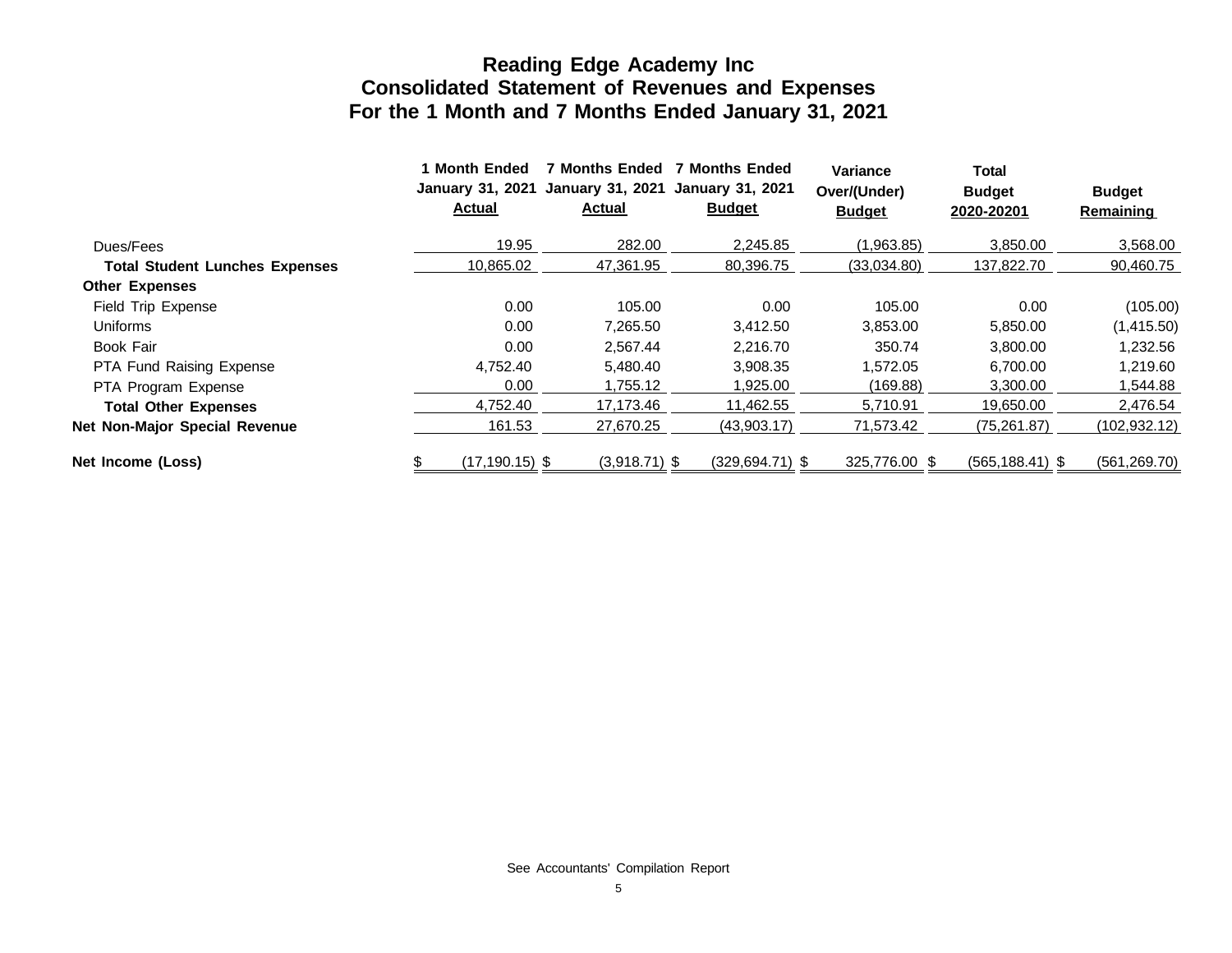# Reading Edge Academy Inc
## Consolidated Statement of Revenues and Expenses
## For the 1 Month and 7 Months Ended January 31, 2021

| | 1 Month Ended January 31, 2021 Actual | 7 Months Ended January 31, 2021 Actual | 7 Months Ended January 31, 2021 Budget | Variance Over/(Under) Budget | Total Budget 2020-20201 | Budget Remaining |
|---|---|---|---|---|---|---|
| Dues/Fees | 19.95 | 282.00 | 2,245.85 | (1,963.85) | 3,850.00 | 3,568.00 |
| **Total Student Lunches Expenses** | 10,865.02 | 47,361.95 | 80,396.75 | (33,034.80) | 137,822.70 | 90,460.75 |
| **Other Expenses** | | | | | | |
| Field Trip Expense | 0.00 | 105.00 | 0.00 | 105.00 | 0.00 | (105.00) |
| Uniforms | 0.00 | 7,265.50 | 3,412.50 | 3,853.00 | 5,850.00 | (1,415.50) |
| Book Fair | 0.00 | 2,567.44 | 2,216.70 | 350.74 | 3,800.00 | 1,232.56 |
| PTA Fund Raising Expense | 4,752.40 | 5,480.40 | 3,908.35 | 1,572.05 | 6,700.00 | 1,219.60 |
| PTA Program Expense | 0.00 | 1,755.12 | 1,925.00 | (169.88) | 3,300.00 | 1,544.88 |
| **Total Other Expenses** | 4,752.40 | 17,173.46 | 11,462.55 | 5,710.91 | 19,650.00 | 2,476.54 |
| **Net Non-Major Special Revenue** | 161.53 | 27,670.25 | (43,903.17) | 71,573.42 | (75,261.87) | (102,932.12) |
| **Net Income (Loss)** | $ (17,190.15) | $ (3,918.71) | $ (329,694.71) | $ 325,776.00 | $ (565,188.41) | $ (561,269.70) |

See Accountants' Compilation Report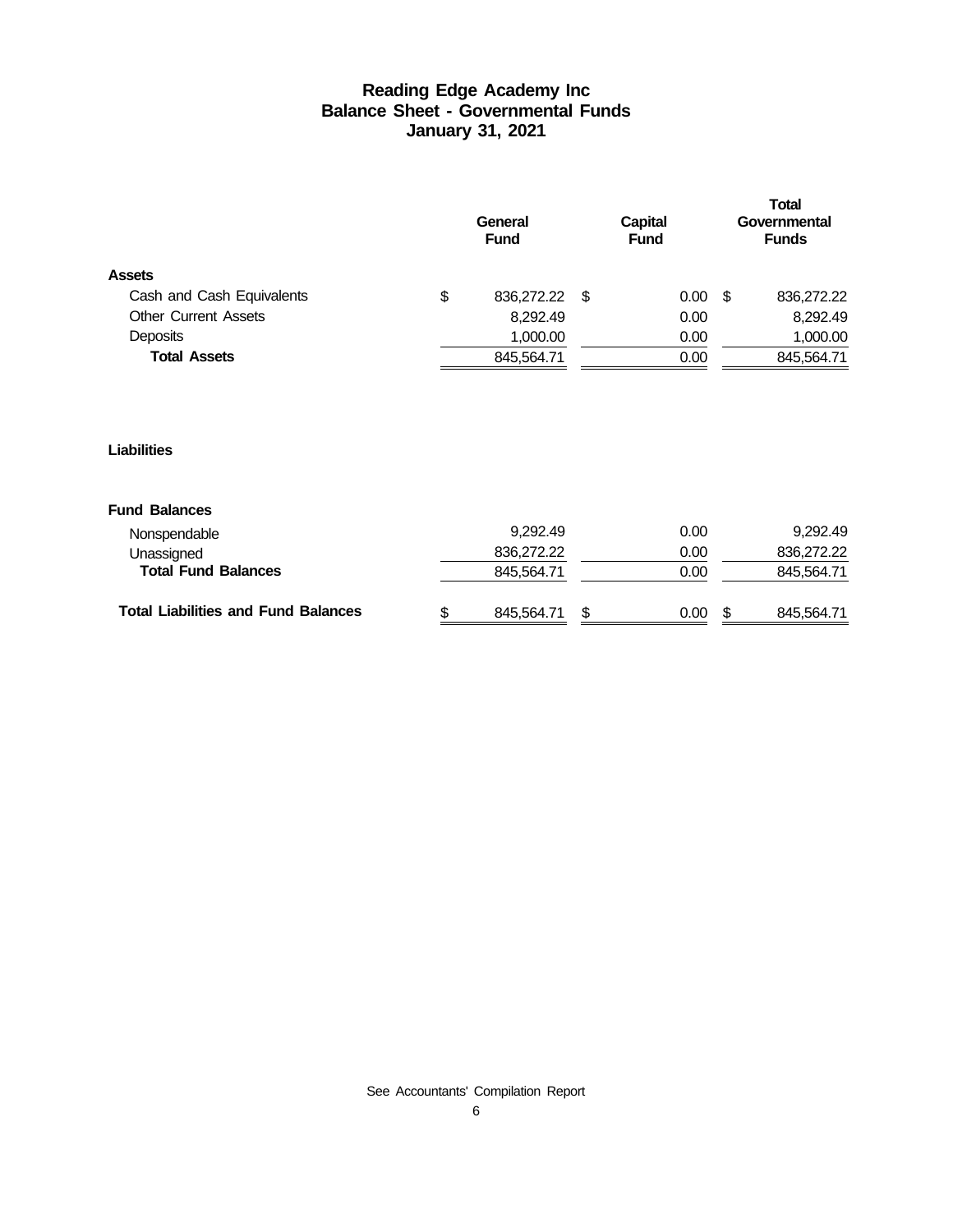# Reading Edge Academy Inc
## Balance Sheet - Governmental Funds
### January 31, 2021

| | General Fund | Capital Fund | Total Governmental Funds |
|---|---|---|---|
| **Assets** | | | |
| Cash and Cash Equivalents | $ 836,272.22 | $ 0.00 | $ 836,272.22 |
| Other Current Assets | 8,292.49 | 0.00 | 8,292.49 |
| Deposits | 1,000.00 | 0.00 | 1,000.00 |
| **Total Assets** | 845,564.71 | 0.00 | 845,564.71 |
| | | | |
| **Liabilities** | | | |
| | | | |
| **Fund Balances** | | | |
| Nonspendable | 9,292.49 | 0.00 | 9,292.49 |
| Unassigned | 836,272.22 | 0.00 | 836,272.22 |
| **Total Fund Balances** | 845,564.71 | 0.00 | 845,564.71 |
| | | | |
| **Total Liabilities and Fund Balances** | $ 845,564.71 | $ 0.00 | $ 845,564.71 |

See Accountants' Compilation Report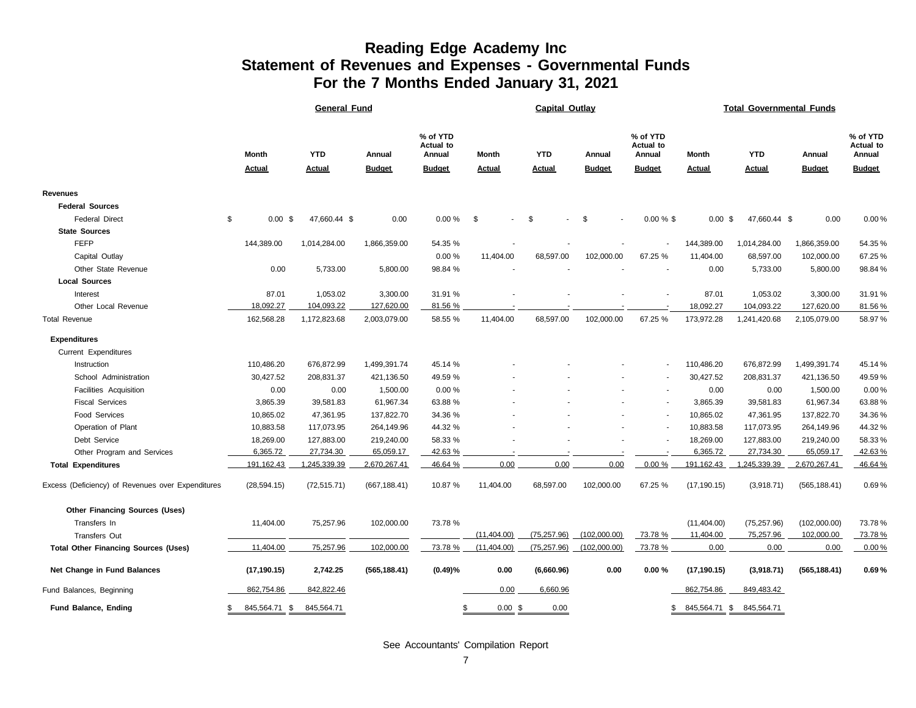# Reading Edge Academy Inc
## Statement of Revenues and Expenses - Governmental Funds
### For the 7 Months Ended January 31, 2021

| | General Fund | | | | Capital Outlay | | | | Total Governmental Funds | | | |
|---|---|---|---|---|---|---|---|---|---|---|---|---|
| | Month Actual | YTD Actual | Annual Budget | % of YTD Actual to Annual Budget | Month Actual | YTD Actual | Annual Budget | % of YTD Actual to Annual Budget | Month Actual | YTD Actual | Annual Budget | % of YTD Actual to Annual Budget |
| **Revenues** | | | | | | | | | | | | |
| **Federal Sources** | | | | | | | | | | | | |
| Federal Direct | $ 0.00 | $ 47,660.44 | $ 0.00 | 0.00 % | $ - | $ - | $ - | 0.00 % | $ 0.00 | $ 47,660.44 | $ 0.00 | 0.00 % |
| **State Sources** | | | | | | | | | | | | |
| FEFP | 144,389.00 | 1,014,284.00 | 1,866,359.00 | 54.35 % | - | - | - | - | 144,389.00 | 1,014,284.00 | 1,866,359.00 | 54.35 % |
| Capital Outlay | | | | 0.00 % | 11,404.00 | 68,597.00 | 102,000.00 | 67.25 % | 11,404.00 | 68,597.00 | 102,000.00 | 67.25 % |
| Other State Revenue | 0.00 | 5,733.00 | 5,800.00 | 98.84 % | - | - | - | - | 0.00 | 5,733.00 | 5,800.00 | 98.84 % |
| **Local Sources** | | | | | | | | | | | | |
| Interest | 87.01 | 1,053.02 | 3,300.00 | 31.91 % | - | - | - | - | 87.01 | 1,053.02 | 3,300.00 | 31.91 % |
| Other Local Revenue | 18,092.27 | 104,093.22 | 127,620.00 | 81.56 % | - | - | - | - | 18,092.27 | 104,093.22 | 127,620.00 | 81.56 % |
| Total Revenue | 162,568.28 | 1,172,823.68 | 2,003,079.00 | 58.55 % | 11,404.00 | 68,597.00 | 102,000.00 | 67.25 % | 173,972.28 | 1,241,420.68 | 2,105,079.00 | 58.97 % |
| **Expenditures** | | | | | | | | | | | | |
| Current Expenditures | | | | | | | | | | | | |
| Instruction | 110,486.20 | 676,872.99 | 1,499,391.74 | 45.14 % | - | - | - | - | 110,486.20 | 676,872.99 | 1,499,391.74 | 45.14 % |
| School Administration | 30,427.52 | 208,831.37 | 421,136.50 | 49.59 % | - | - | - | - | 30,427.52 | 208,831.37 | 421,136.50 | 49.59 % |
| Facilities Acquisition | 0.00 | 0.00 | 1,500.00 | 0.00 % | - | - | - | - | 0.00 | 0.00 | 1,500.00 | 0.00 % |
| Fiscal Services | 3,865.39 | 39,581.83 | 61,967.34 | 63.88 % | - | - | - | - | 3,865.39 | 39,581.83 | 61,967.34 | 63.88 % |
| Food Services | 10,865.02 | 47,361.95 | 137,822.70 | 34.36 % | - | - | - | - | 10,865.02 | 47,361.95 | 137,822.70 | 34.36 % |
| Operation of Plant | 10,883.58 | 117,073.95 | 264,149.96 | 44.32 % | - | - | - | - | 10,883.58 | 117,073.95 | 264,149.96 | 44.32 % |
| Debt Service | 18,269.00 | 127,883.00 | 219,240.00 | 58.33 % | - | - | - | - | 18,269.00 | 127,883.00 | 219,240.00 | 58.33 % |
| Other Program and Services | 6,365.72 | 27,734.30 | 65,059.17 | 42.63 % | - | - | - | - | 6,365.72 | 27,734.30 | 65,059.17 | 42.63 % |
| **Total Expenditures** | 191,162.43 | 1,245,339.39 | 2,670,267.41 | 46.64 % | 0.00 | 0.00 | 0.00 | 0.00 % | 191,162.43 | 1,245,339.39 | 2,670,267.41 | 46.64 % |
| Excess (Deficiency) of Revenues over Expenditures | (28,594.15) | (72,515.71) | (667,188.41) | 10.87 % | 11,404.00 | 68,597.00 | 102,000.00 | 67.25 % | (17,190.15) | (3,918.71) | (565,188.41) | 0.69 % |
| **Other Financing Sources (Uses)** | | | | | | | | | | | | |
| Transfers In | 11,404.00 | 75,257.96 | 102,000.00 | 73.78 % | | | | | (11,404.00) | (75,257.96) | (102,000.00) | 73.78 % |
| Transfers Out | | | | | (11,404.00) | (75,257.96) | (102,000.00) | 73.78 % | 11,404.00 | 75,257.96 | 102,000.00 | 73.78 % |
| **Total Other Financing Sources (Uses)** | 11,404.00 | 75,257.96 | 102,000.00 | 73.78 % | (11,404.00) | (75,257.96) | (102,000.00) | 73.78 % | 0.00 | 0.00 | 0.00 | 0.00 % |
| **Net Change in Fund Balances** | **(17,190.15)** | **2,742.25** | **(565,188.41)** | **(0.49)%** | **0.00** | **(6,660.96)** | **0.00** | **0.00 %** | **(17,190.15)** | **(3,918.71)** | **(565,188.41)** | **0.69 %** |
| Fund Balances, Beginning | 862,754.86 | 842,822.46 | | | 0.00 | 6,660.96 | | | 862,754.86 | 849,483.42 | | |
| **Fund Balance, Ending** | $ 845,564.71 | $ 845,564.71 | | | $ 0.00 | $ 0.00 | | | $ 845,564.71 | $ 845,564.71 | | |

See Accountants' Compilation Report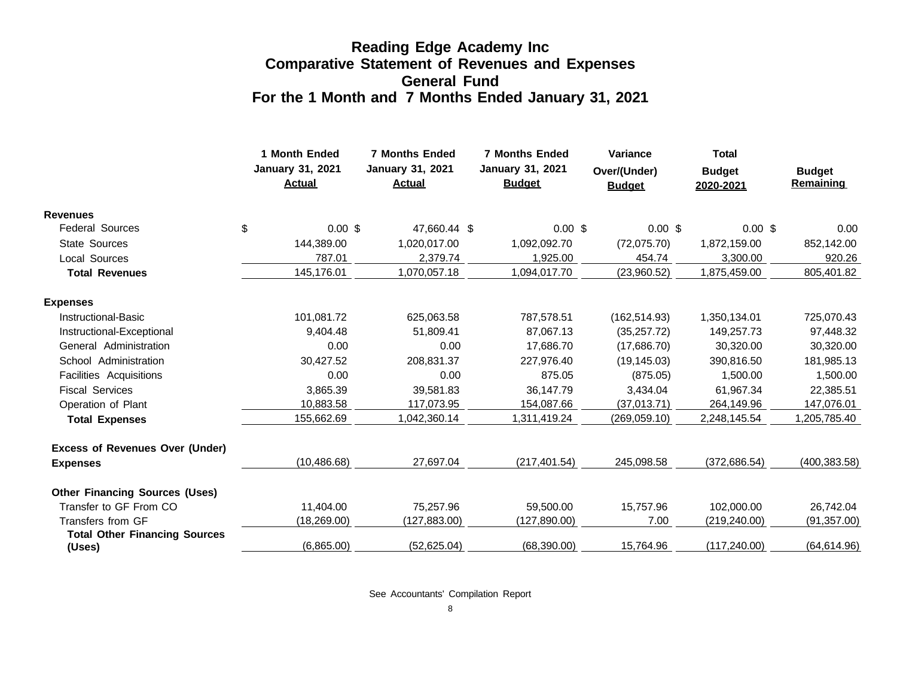# Reading Edge Academy Inc
## Comparative Statement of Revenues and Expenses
## General Fund
## For the 1 Month and 7 Months Ended January 31, 2021

| | 1 Month Ended January 31, 2021 Actual | 7 Months Ended January 31, 2021 Actual | 7 Months Ended January 31, 2021 Budget | Variance Over/(Under) Budget | Total Budget 2020-2021 | Budget Remaining |
|---|---|---|---|---|---|---|
| **Revenues** | | | | | | |
| Federal Sources | $ 0.00 | $ 47,660.44 | $ 0.00 | $ 0.00 | $ 0.00 | $ 0.00 |
| State Sources | 144,389.00 | 1,020,017.00 | 1,092,092.70 | (72,075.70) | 1,872,159.00 | 852,142.00 |
| Local Sources | 787.01 | 2,379.74 | 1,925.00 | 454.74 | 3,300.00 | 920.26 |
| **Total Revenues** | 145,176.01 | 1,070,057.18 | 1,094,017.70 | (23,960.52) | 1,875,459.00 | 805,401.82 |
| **Expenses** | | | | | | |
| Instructional-Basic | 101,081.72 | 625,063.58 | 787,578.51 | (162,514.93) | 1,350,134.01 | 725,070.43 |
| Instructional-Exceptional | 9,404.48 | 51,809.41 | 87,067.13 | (35,257.72) | 149,257.73 | 97,448.32 |
| General Administration | 0.00 | 0.00 | 17,686.70 | (17,686.70) | 30,320.00 | 30,320.00 |
| School Administration | 30,427.52 | 208,831.37 | 227,976.40 | (19,145.03) | 390,816.50 | 181,985.13 |
| Facilities Acquisitions | 0.00 | 0.00 | 875.05 | (875.05) | 1,500.00 | 1,500.00 |
| Fiscal Services | 3,865.39 | 39,581.83 | 36,147.79 | 3,434.04 | 61,967.34 | 22,385.51 |
| Operation of Plant | 10,883.58 | 117,073.95 | 154,087.66 | (37,013.71) | 264,149.96 | 147,076.01 |
| **Total Expenses** | 155,662.69 | 1,042,360.14 | 1,311,419.24 | (269,059.10) | 2,248,145.54 | 1,205,785.40 |
| **Excess of Revenues Over (Under) Expenses** | (10,486.68) | 27,697.04 | (217,401.54) | 245,098.58 | (372,686.54) | (400,383.58) |
| **Other Financing Sources (Uses)** | | | | | | |
| Transfer to GF From CO | 11,404.00 | 75,257.96 | 59,500.00 | 15,757.96 | 102,000.00 | 26,742.04 |
| Transfers from GF | (18,269.00) | (127,883.00) | (127,890.00) | 7.00 | (219,240.00) | (91,357.00) |
| **Total Other Financing Sources (Uses)** | (6,865.00) | (52,625.04) | (68,390.00) | 15,764.96 | (117,240.00) | (64,614.96) |

See Accountants' Compilation Report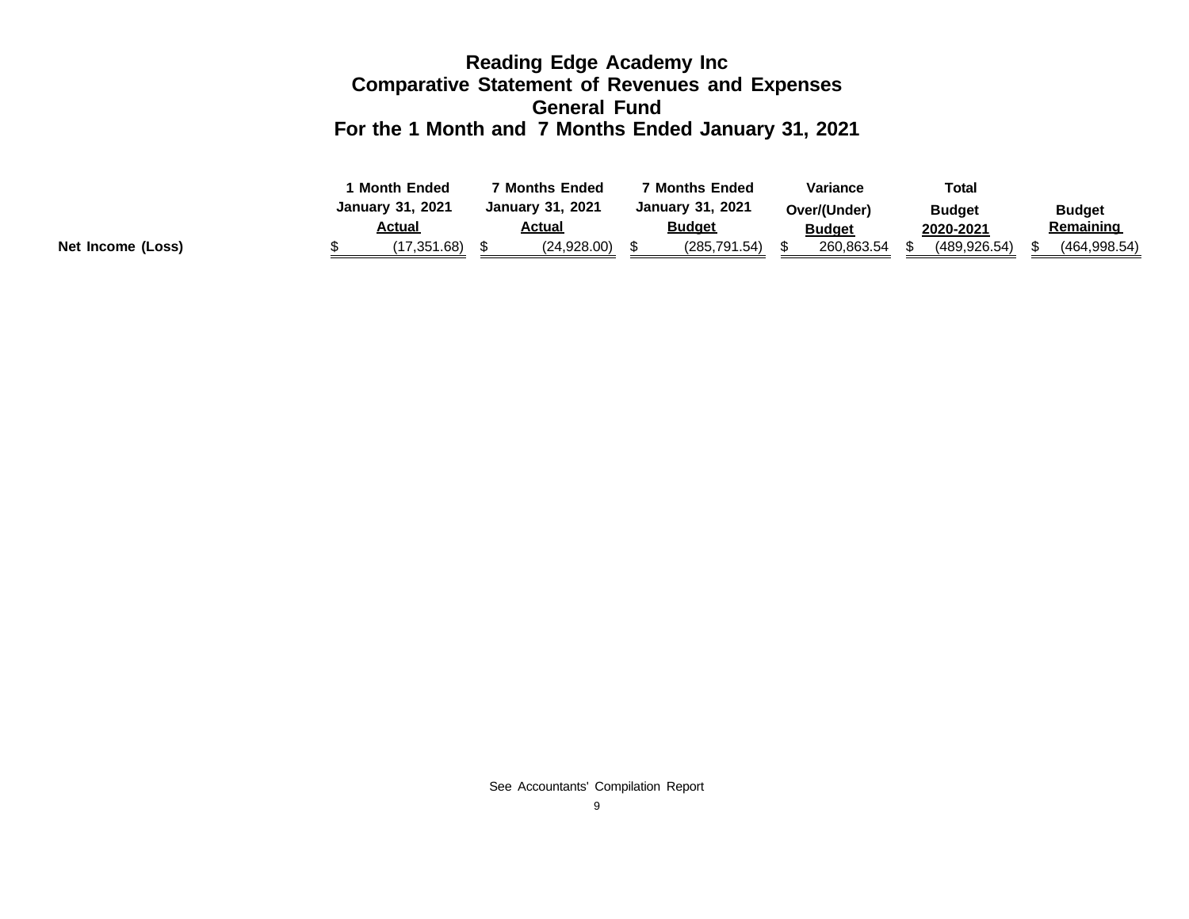# Reading Edge Academy Inc
## Comparative Statement of Revenues and Expenses
## General Fund
## For the 1 Month and 7 Months Ended January 31, 2021

| | 1 Month Ended January 31, 2021 Actual | 7 Months Ended January 31, 2021 Actual | 7 Months Ended January 31, 2021 Budget | Variance Over/(Under) Budget | Total Budget 2020-2021 | Budget Remaining |
|---|---|---|---|---|---|---|
| **Net Income (Loss)** | $ (17,351.68) | $ (24,928.00) | $ (285,791.54) | $ 260,863.54 | $ (489,926.54) | $ (464,998.54) |

See Accountants' Compilation Report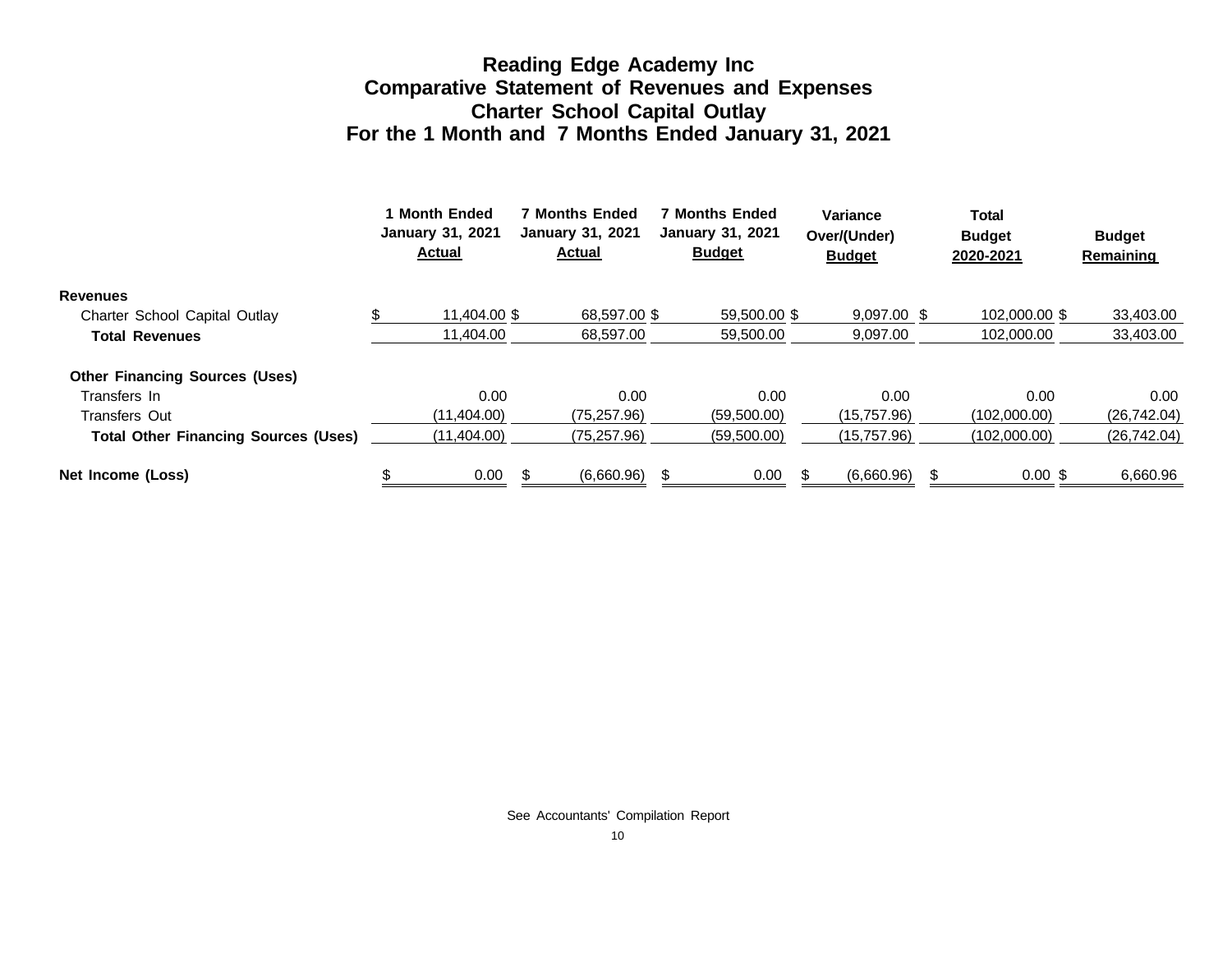# Reading Edge Academy Inc
## Comparative Statement of Revenues and Expenses
## Charter School Capital Outlay
## For the 1 Month and 7 Months Ended January 31, 2021

| | 1 Month Ended January 31, 2021 Actual | 7 Months Ended January 31, 2021 Actual | 7 Months Ended January 31, 2021 Budget | Variance Over/(Under) Budget | Total Budget 2020-2021 | Budget Remaining |
|---|---|---|---|---|---|---|
| **Revenues** | | | | | | |
| Charter School Capital Outlay | $ 11,404.00 | $ 68,597.00 | $ 59,500.00 | $ 9,097.00 | $ 102,000.00 | $ 33,403.00 |
| **Total Revenues** | 11,404.00 | 68,597.00 | 59,500.00 | 9,097.00 | 102,000.00 | 33,403.00 |
| **Other Financing Sources (Uses)** | | | | | | |
| Transfers In | 0.00 | 0.00 | 0.00 | 0.00 | 0.00 | 0.00 |
| Transfers Out | (11,404.00) | (75,257.96) | (59,500.00) | (15,757.96) | (102,000.00) | (26,742.04) |
| **Total Other Financing Sources (Uses)** | (11,404.00) | (75,257.96) | (59,500.00) | (15,757.96) | (102,000.00) | (26,742.04) |
| **Net Income (Loss)** | $ 0.00 | $ (6,660.96) | $ 0.00 | $ (6,660.96) | $ 0.00 | $ 6,660.96 |

See Accountants' Compilation Report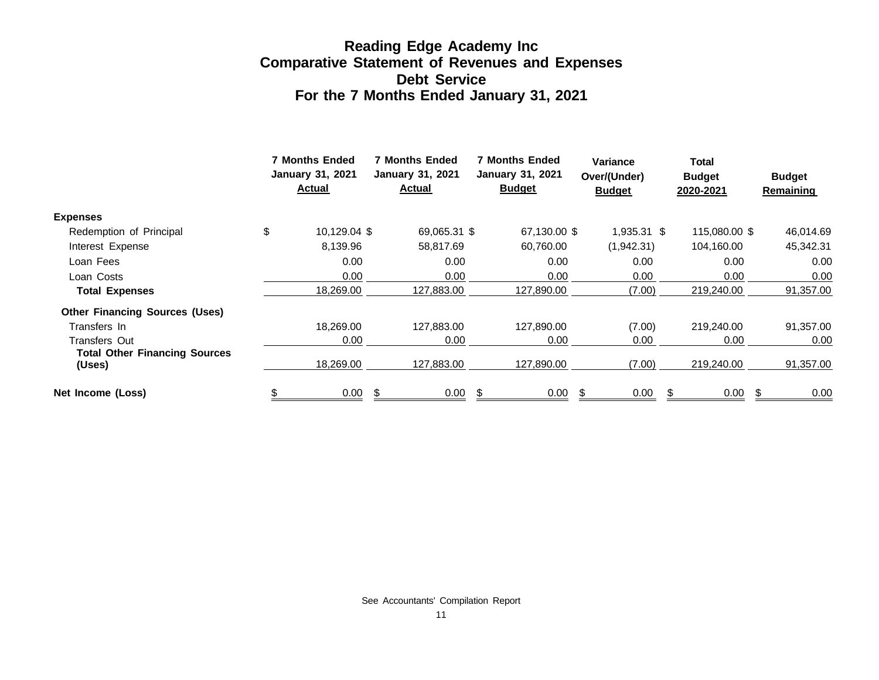# Reading Edge Academy Inc
## Comparative Statement of Revenues and Expenses
## Debt Service
## For the 7 Months Ended January 31, 2021

| | 7 Months Ended January 31, 2021 Actual | 7 Months Ended January 31, 2021 Actual | 7 Months Ended January 31, 2021 Budget | Variance Over/(Under) Budget | Total Budget 2020-2021 | Budget Remaining |
|---|---|---|---|---|---|---|
| **Expenses** | | | | | | |
| Redemption of Principal | $ 10,129.04 | $ 69,065.31 | $ 67,130.00 | $ 1,935.31 | $ 115,080.00 | $ 46,014.69 |
| Interest Expense | 8,139.96 | 58,817.69 | 60,760.00 | (1,942.31) | 104,160.00 | 45,342.31 |
| Loan Fees | 0.00 | 0.00 | 0.00 | 0.00 | 0.00 | 0.00 |
| Loan Costs | 0.00 | 0.00 | 0.00 | 0.00 | 0.00 | 0.00 |
| **Total Expenses** | 18,269.00 | 127,883.00 | 127,890.00 | (7.00) | 219,240.00 | 91,357.00 |
| **Other Financing Sources (Uses)** | | | | | | |
| Transfers In | 18,269.00 | 127,883.00 | 127,890.00 | (7.00) | 219,240.00 | 91,357.00 |
| Transfers Out | 0.00 | 0.00 | 0.00 | 0.00 | 0.00 | 0.00 |
| **Total Other Financing Sources (Uses)** | 18,269.00 | 127,883.00 | 127,890.00 | (7.00) | 219,240.00 | 91,357.00 |
| **Net Income (Loss)** | $ 0.00 | $ 0.00 | $ 0.00 | $ 0.00 | $ 0.00 | $ 0.00 |

See Accountants' Compilation Report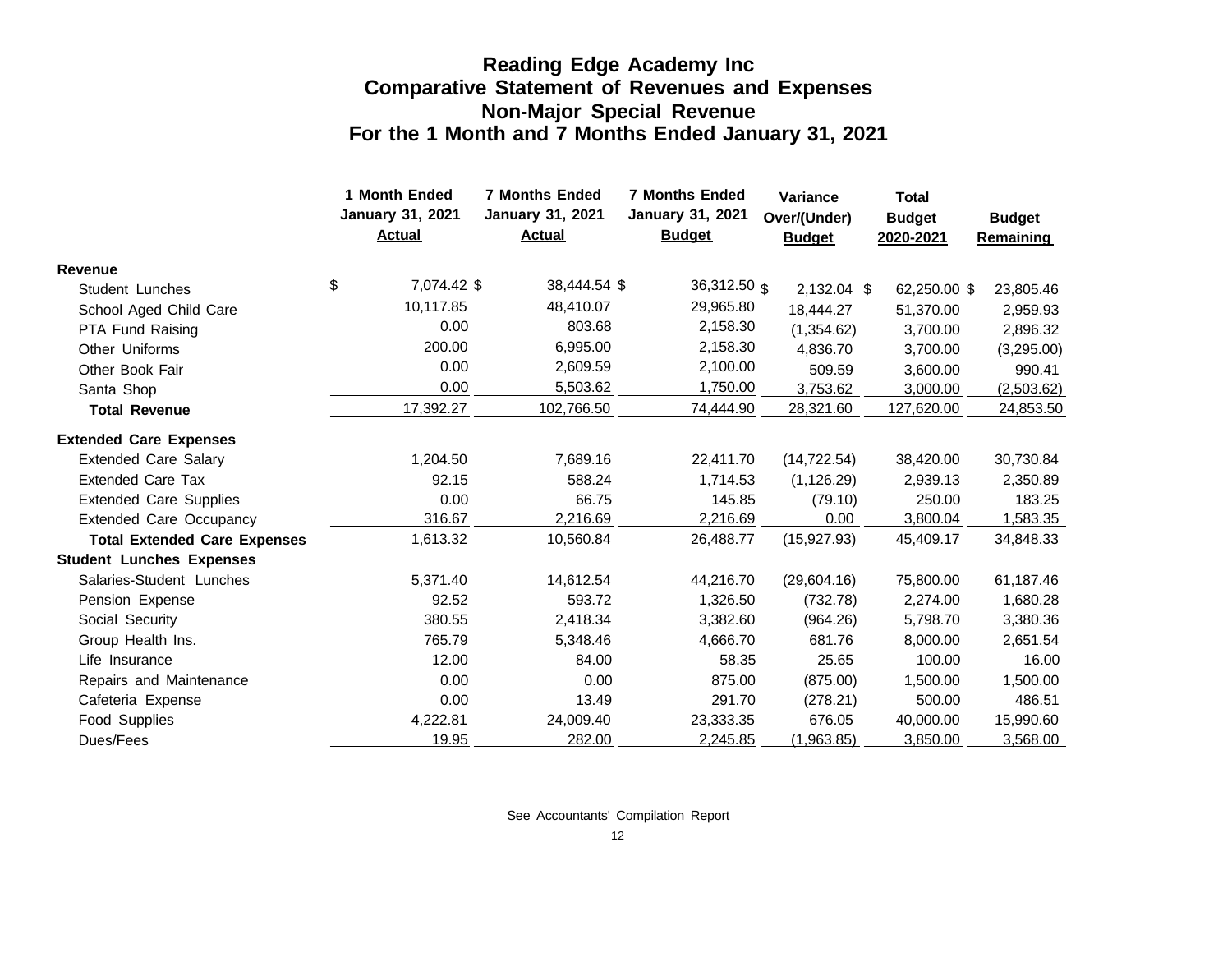# Reading Edge Academy Inc
## Comparative Statement of Revenues and Expenses
## Non-Major Special Revenue
## For the 1 Month and 7 Months Ended January 31, 2021

| | 1 Month Ended January 31, 2021 Actual | 7 Months Ended January 31, 2021 Actual | 7 Months Ended January 31, 2021 Budget | Variance Over/(Under) Budget | Total Budget 2020-2021 | Budget Remaining |
|---|---|---|---|---|---|---|
| **Revenue** | | | | | | |
| Student Lunches | $ 7,074.42 | $ 38,444.54 | $ 36,312.50 | $ 2,132.04 | $ 62,250.00 | $ 23,805.46 |
| School Aged Child Care | 10,117.85 | 48,410.07 | 29,965.80 | 18,444.27 | 51,370.00 | 2,959.93 |
| PTA Fund Raising | 0.00 | 803.68 | 2,158.30 | (1,354.62) | 3,700.00 | 2,896.32 |
| Other Uniforms | 200.00 | 6,995.00 | 2,158.30 | 4,836.70 | 3,700.00 | (3,295.00) |
| Other Book Fair | 0.00 | 2,609.59 | 2,100.00 | 509.59 | 3,600.00 | 990.41 |
| Santa Shop | 0.00 | 5,503.62 | 1,750.00 | 3,753.62 | 3,000.00 | (2,503.62) |
| **Total Revenue** | 17,392.27 | 102,766.50 | 74,444.90 | 28,321.60 | 127,620.00 | 24,853.50 |
| **Extended Care Expenses** | | | | | | |
| Extended Care Salary | 1,204.50 | 7,689.16 | 22,411.70 | (14,722.54) | 38,420.00 | 30,730.84 |
| Extended Care Tax | 92.15 | 588.24 | 1,714.53 | (1,126.29) | 2,939.13 | 2,350.89 |
| Extended Care Supplies | 0.00 | 66.75 | 145.85 | (79.10) | 250.00 | 183.25 |
| Extended Care Occupancy | 316.67 | 2,216.69 | 2,216.69 | 0.00 | 3,800.04 | 1,583.35 |
| **Total Extended Care Expenses** | 1,613.32 | 10,560.84 | 26,488.77 | (15,927.93) | 45,409.17 | 34,848.33 |
| **Student Lunches Expenses** | | | | | | |
| Salaries-Student Lunches | 5,371.40 | 14,612.54 | 44,216.70 | (29,604.16) | 75,800.00 | 61,187.46 |
| Pension Expense | 92.52 | 593.72 | 1,326.50 | (732.78) | 2,274.00 | 1,680.28 |
| Social Security | 380.55 | 2,418.34 | 3,382.60 | (964.26) | 5,798.70 | 3,380.36 |
| Group Health Ins. | 765.79 | 5,348.46 | 4,666.70 | 681.76 | 8,000.00 | 2,651.54 |
| Life Insurance | 12.00 | 84.00 | 58.35 | 25.65 | 100.00 | 16.00 |
| Repairs and Maintenance | 0.00 | 0.00 | 875.00 | (875.00) | 1,500.00 | 1,500.00 |
| Cafeteria Expense | 0.00 | 13.49 | 291.70 | (278.21) | 500.00 | 486.51 |
| Food Supplies | 4,222.81 | 24,009.40 | 23,333.35 | 676.05 | 40,000.00 | 15,990.60 |
| Dues/Fees | 19.95 | 282.00 | 2,245.85 | (1,963.85) | 3,850.00 | 3,568.00 |

See Accountants' Compilation Report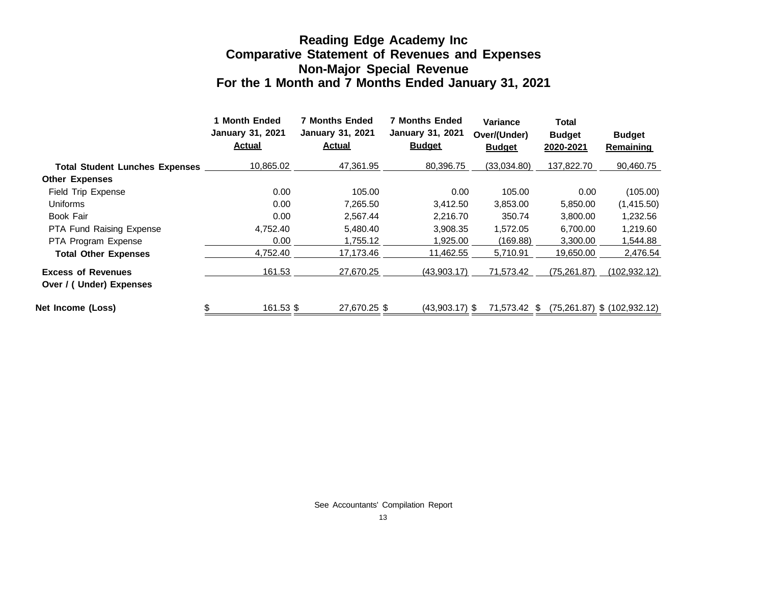# Reading Edge Academy Inc
## Comparative Statement of Revenues and Expenses
## Non-Major Special Revenue
## For the 1 Month and 7 Months Ended January 31, 2021

| | 1 Month Ended January 31, 2021 Actual | 7 Months Ended January 31, 2021 Actual | 7 Months Ended January 31, 2021 Budget | Variance Over/(Under) Budget | Total Budget 2020-2021 | Budget Remaining |
|---|---|---|---|---|---|---|
| **Total Student Lunches Expenses** | 10,865.02 | 47,361.95 | 80,396.75 | (33,034.80) | 137,822.70 | 90,460.75 |
| **Other Expenses** | | | | | | |
| Field Trip Expense | 0.00 | 105.00 | 0.00 | 105.00 | 0.00 | (105.00) |
| Uniforms | 0.00 | 7,265.50 | 3,412.50 | 3,853.00 | 5,850.00 | (1,415.50) |
| Book Fair | 0.00 | 2,567.44 | 2,216.70 | 350.74 | 3,800.00 | 1,232.56 |
| PTA Fund Raising Expense | 4,752.40 | 5,480.40 | 3,908.35 | 1,572.05 | 6,700.00 | 1,219.60 |
| PTA Program Expense | 0.00 | 1,755.12 | 1,925.00 | (169.88) | 3,300.00 | 1,544.88 |
| **Total Other Expenses** | 4,752.40 | 17,173.46 | 11,462.55 | 5,710.91 | 19,650.00 | 2,476.54 |
| **Excess of Revenues Over / ( Under) Expenses** | 161.53 | 27,670.25 | (43,903.17) | 71,573.42 | (75,261.87) | (102,932.12) |
| **Net Income (Loss)** | $ 161.53 | $ 27,670.25 | $ (43,903.17) | $ 71,573.42 | $ (75,261.87) | $ (102,932.12) |

See Accountants' Compilation Report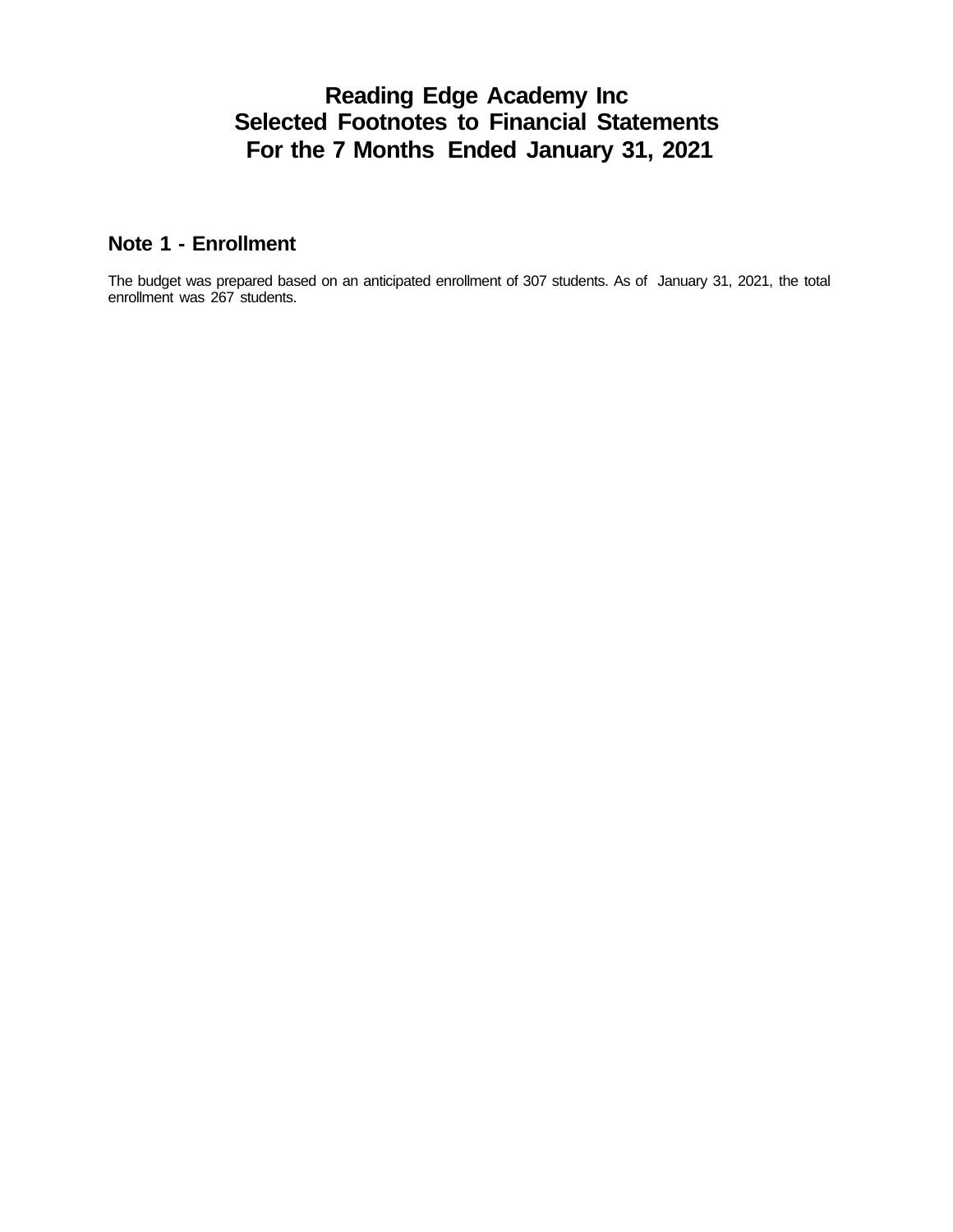# Reading Edge Academy Inc
# Selected Footnotes to Financial Statements
# For the 7 Months Ended January 31, 2021

## Note 1 - Enrollment

The budget was prepared based on an anticipated enrollment of 307 students. As of January 31, 2021, the total enrollment was 267 students.